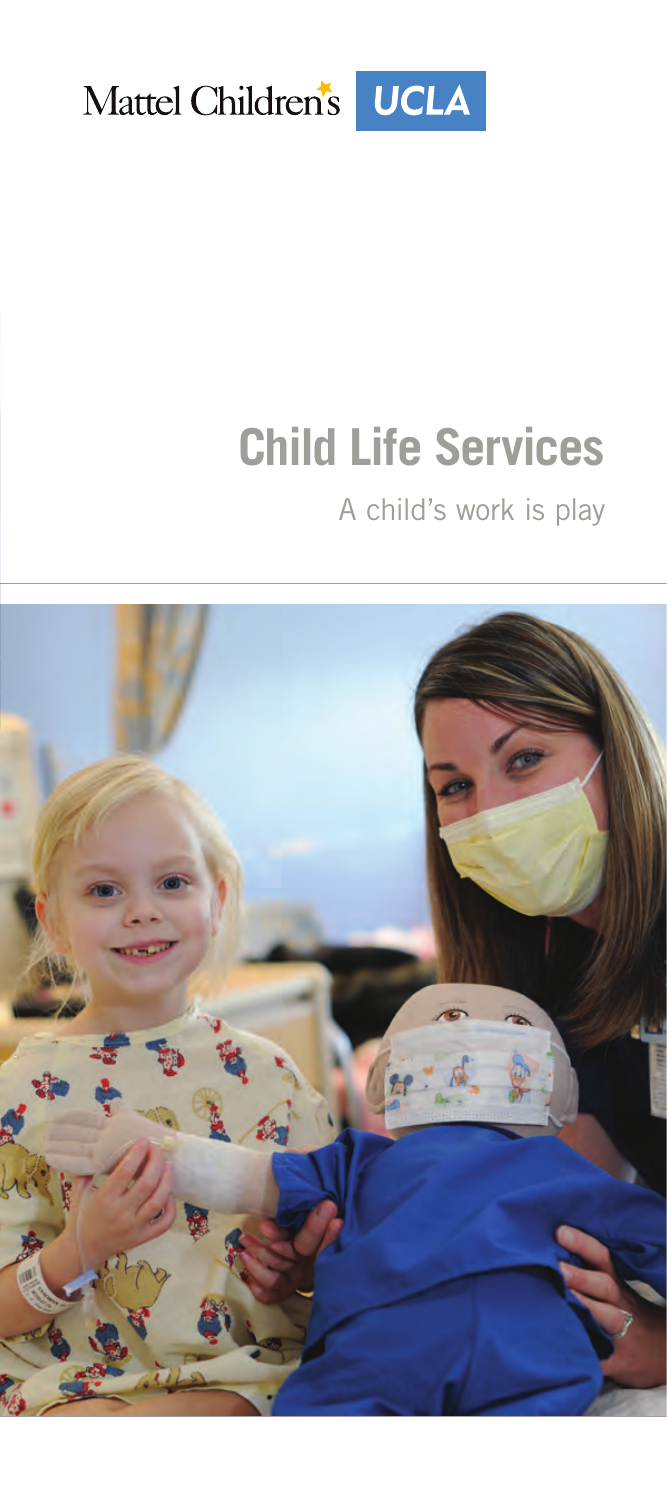Mattel Children's UCLA

# Child Life Services

A child's work is play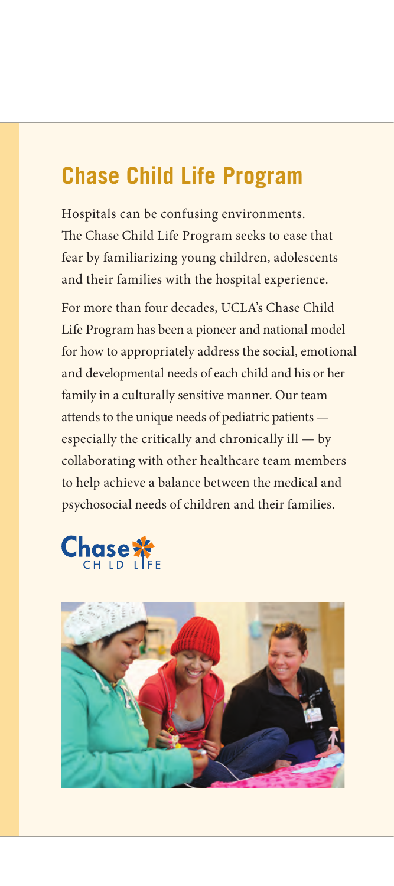## Chase Child Life Program

Hospitals can be confusing environments. The Chase Child Life Program seeks to ease that fear by familiarizing young children, adolescents and their families with the hospital experience.

For more than four decades, UCLA's Chase Child Life Program has been a pioneer and national model for how to appropriately address the social, emotional and developmental needs of each child and his or her family in a culturally sensitive manner. Our team attends to the unique needs of pediatric patients — especially the critically and chronically ill — by collaborating with other healthcare team members to help achieve a balance between the medical and psychosocial needs of children and their families.

Chase CHILD LIFE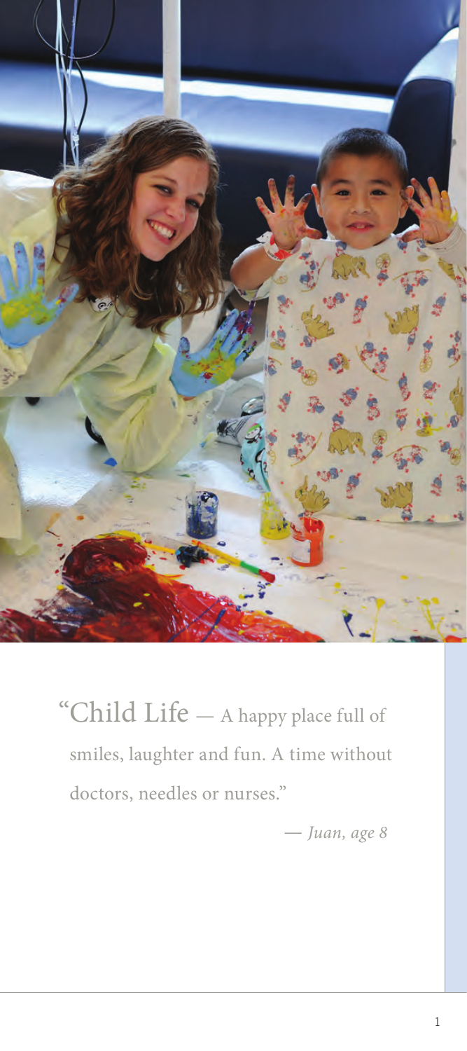"Child Life — A happy place full of smiles, laughter and fun. A time without doctors, needles or nurses."

— *Juan, age 8*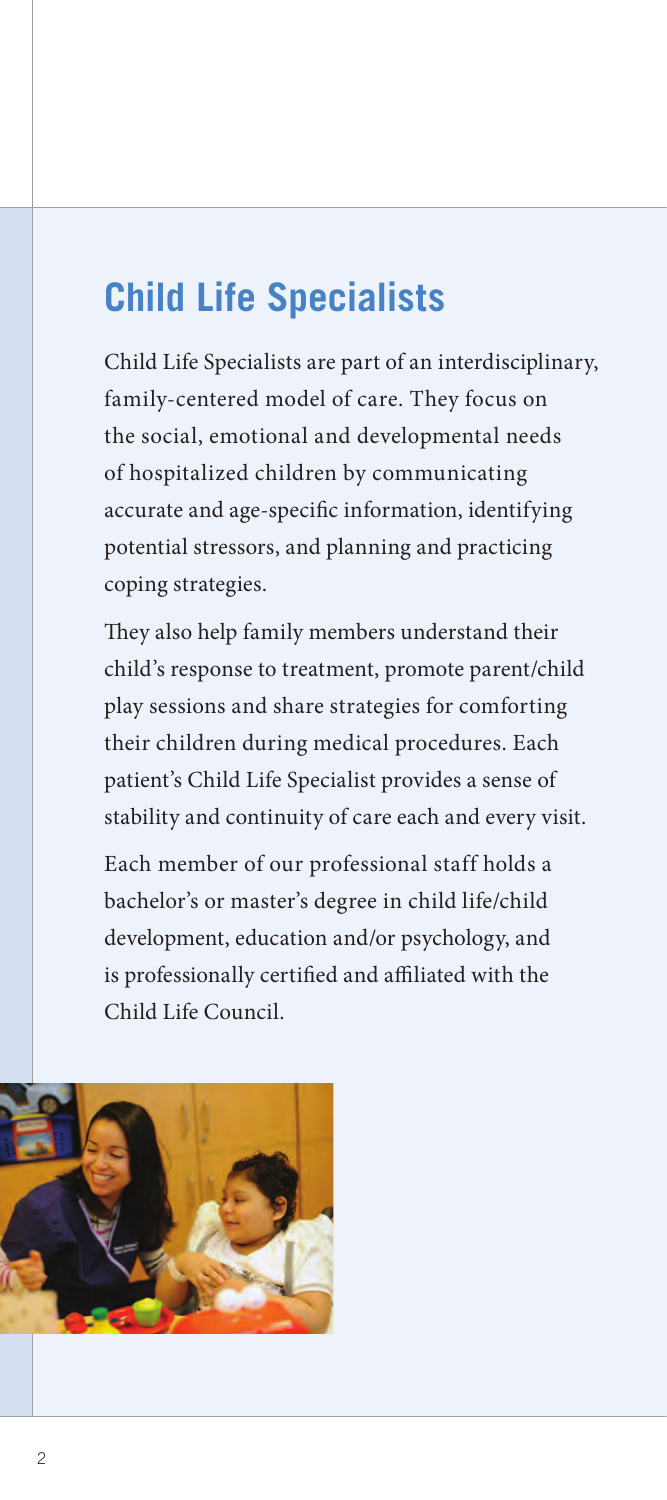## Child Life Specialists

Child Life Specialists are part of an interdisciplinary, family-centered model of care. They focus on the social, emotional and developmental needs of hospitalized children by communicating accurate and age-specific information, identifying potential stressors, and planning and practicing coping strategies.

They also help family members understand their child's response to treatment, promote parent/child play sessions and share strategies for comforting their children during medical procedures. Each patient's Child Life Specialist provides a sense of stability and continuity of care each and every visit.

Each member of our professional staff holds a bachelor's or master's degree in child life/child development, education and/or psychology, and is professionally certified and affiliated with the Child Life Council.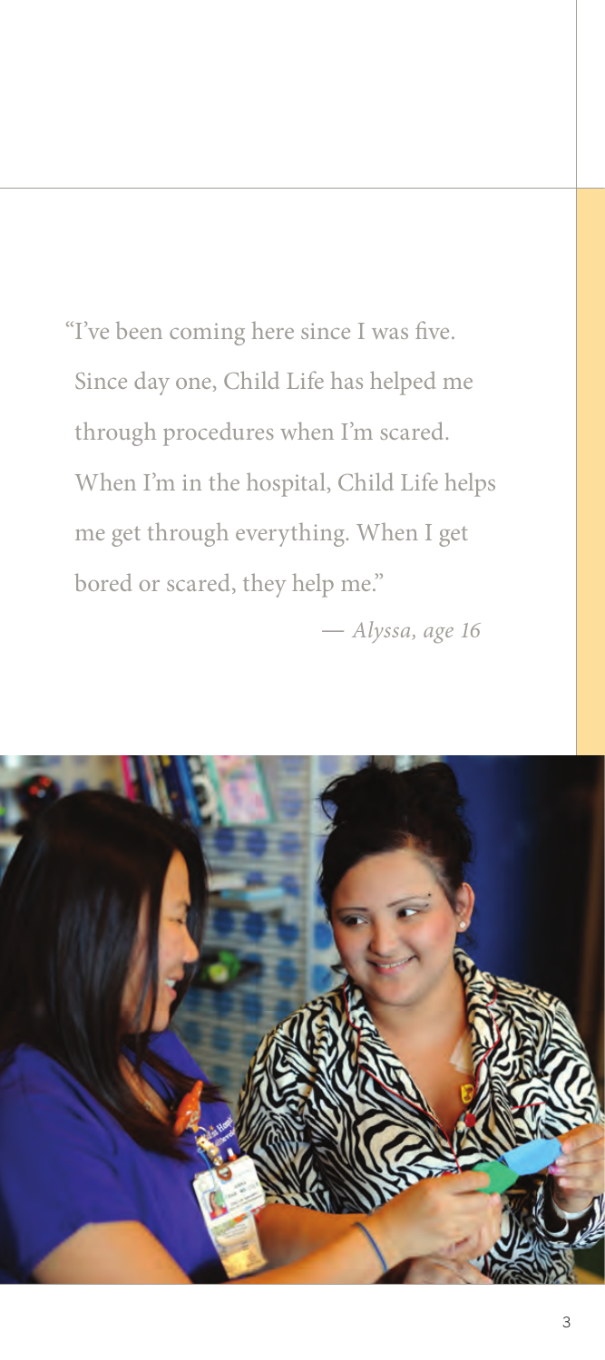"I've been coming here since I was five. Since day one, Child Life has helped me through procedures when I'm scared. When I'm in the hospital, Child Life helps me get through everything. When I get bored or scared, they help me."

— *Alyssa, age 16*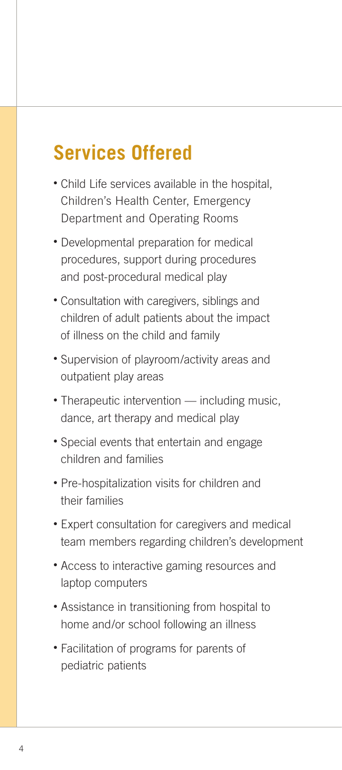## Services Offered

- Child Life services available in the hospital, Children's Health Center, Emergency Department and Operating Rooms
- Developmental preparation for medical procedures, support during procedures and post-procedural medical play
- Consultation with caregivers, siblings and children of adult patients about the impact of illness on the child and family
- Supervision of playroom/activity areas and outpatient play areas
- Therapeutic intervention — including music, dance, art therapy and medical play
- Special events that entertain and engage children and families
- Pre-hospitalization visits for children and their families
- Expert consultation for caregivers and medical team members regarding children's development
- Access to interactive gaming resources and laptop computers
- Assistance in transitioning from hospital to home and/or school following an illness
- Facilitation of programs for parents of pediatric patients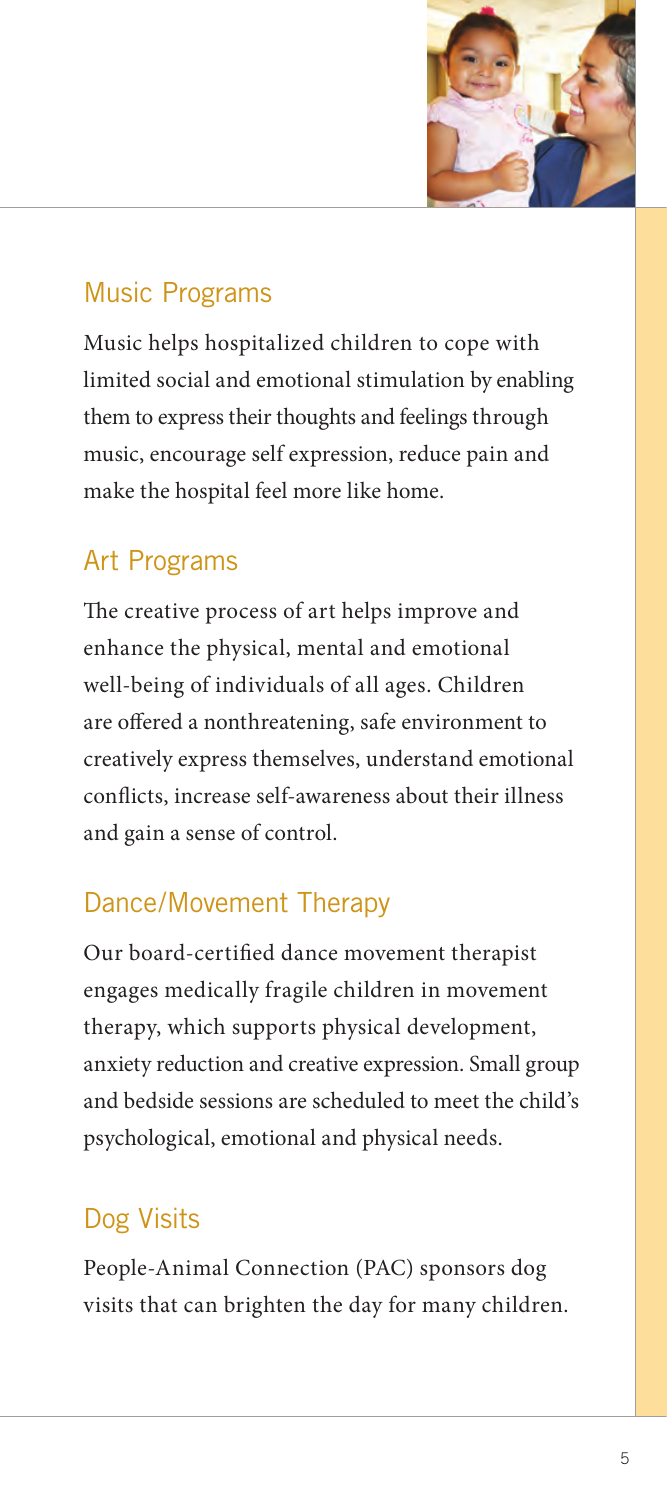## Music Programs

Music helps hospitalized children to cope with limited social and emotional stimulation by enabling them to express their thoughts and feelings through music, encourage self expression, reduce pain and make the hospital feel more like home.

## Art Programs

The creative process of art helps improve and enhance the physical, mental and emotional well-being of individuals of all ages. Children are offered a nonthreatening, safe environment to creatively express themselves, understand emotional conflicts, increase self-awareness about their illness and gain a sense of control.

## Dance/Movement Therapy

Our board-certified dance movement therapist engages medically fragile children in movement therapy, which supports physical development, anxiety reduction and creative expression. Small group and bedside sessions are scheduled to meet the child's psychological, emotional and physical needs.

## Dog Visits

People-Animal Connection (PAC) sponsors dog visits that can brighten the day for many children.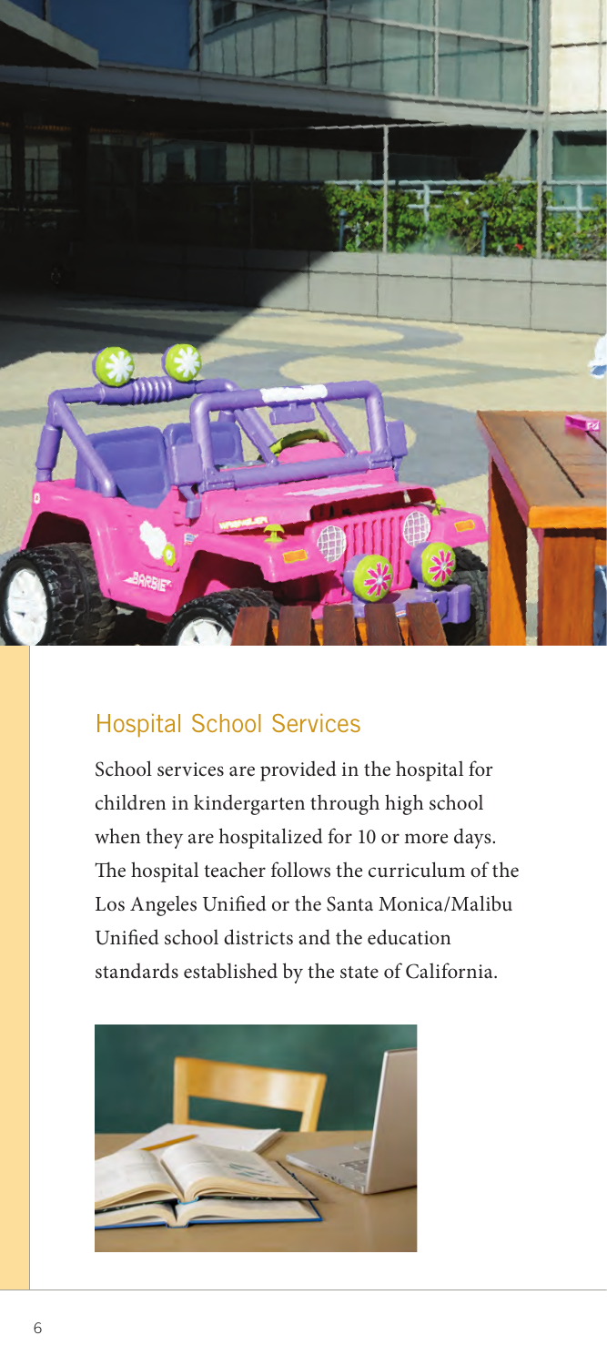## Hospital School Services

School services are provided in the hospital for children in kindergarten through high school when they are hospitalized for 10 or more days. The hospital teacher follows the curriculum of the Los Angeles Unified or the Santa Monica/Malibu Unified school districts and the education standards established by the state of California.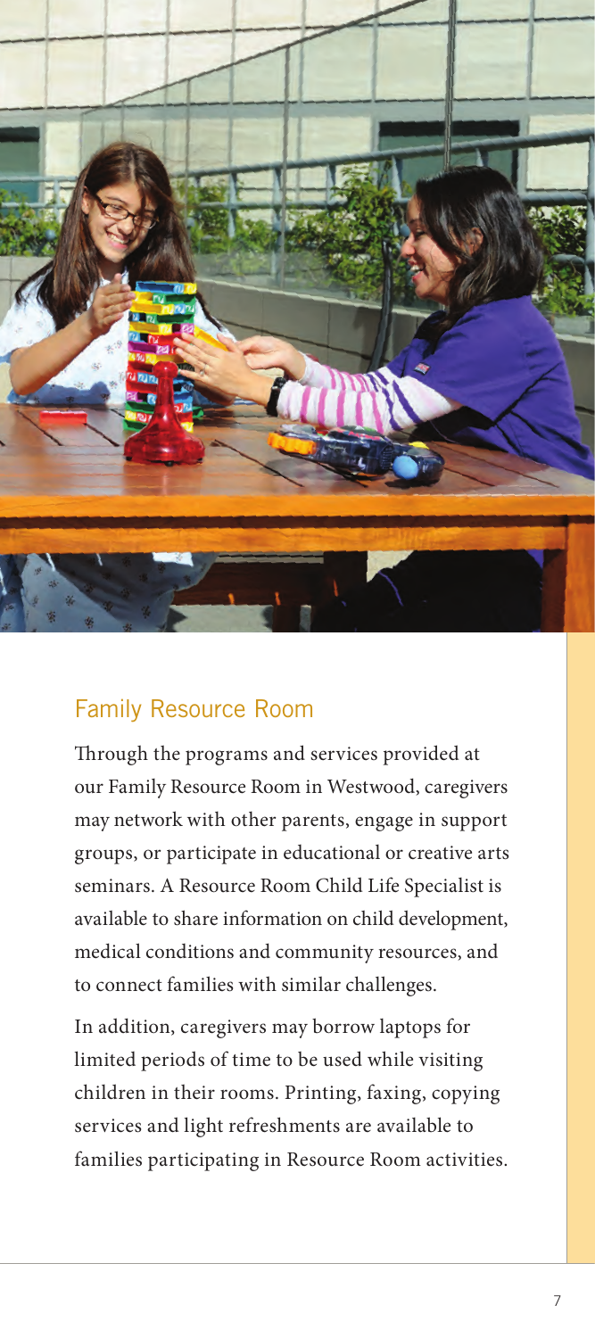## Family Resource Room

Through the programs and services provided at our Family Resource Room in Westwood, caregivers may network with other parents, engage in support groups, or participate in educational or creative arts seminars. A Resource Room Child Life Specialist is available to share information on child development, medical conditions and community resources, and to connect families with similar challenges.

In addition, caregivers may borrow laptops for limited periods of time to be used while visiting children in their rooms. Printing, faxing, copying services and light refreshments are available to families participating in Resource Room activities.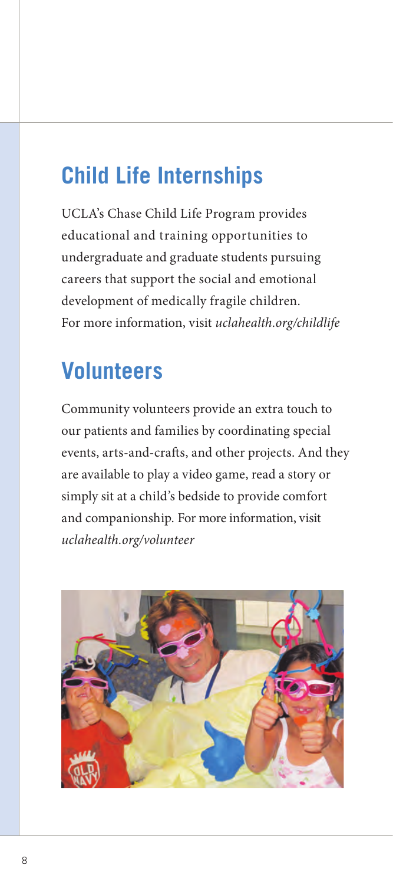## Child Life Internships

UCLA's Chase Child Life Program provides educational and training opportunities to undergraduate and graduate students pursuing careers that support the social and emotional development of medically fragile children. For more information, visit *uclahealth.org/childlife*

## Volunteers

Community volunteers provide an extra touch to our patients and families by coordinating special events, arts-and-crafts, and other projects. And they are available to play a video game, read a story or simply sit at a child's bedside to provide comfort and companionship. For more information, visit *uclahealth.org/volunteer*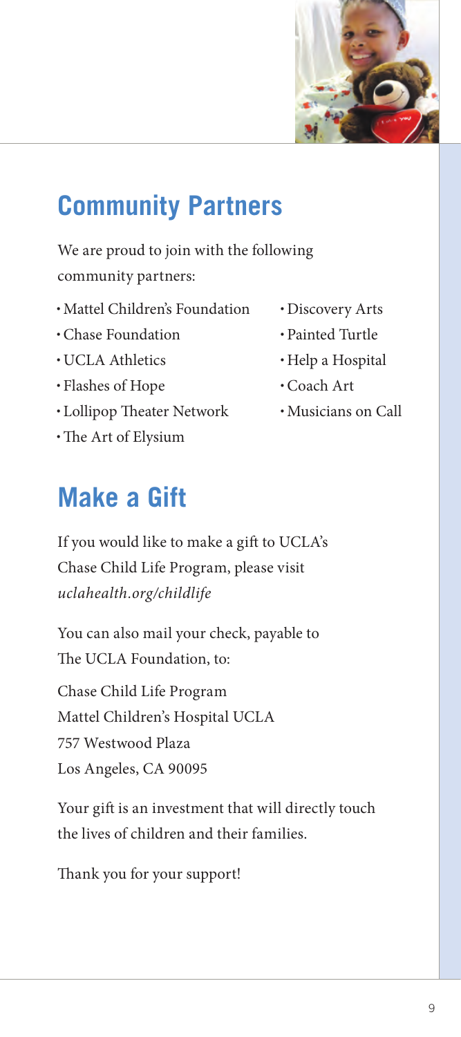## Community Partners

We are proud to join with the following community partners:

- Mattel Children's Foundation
- Chase Foundation
- UCLA Athletics
- Flashes of Hope
- Lollipop Theater Network
- The Art of Elysium
- Discovery Arts
- Painted Turtle
- Help a Hospital
- Coach Art
- Musicians on Call

## Make a Gift

If you would like to make a gift to UCLA's Chase Child Life Program, please visit *uclahealth.org/childlife*

You can also mail your check, payable to The UCLA Foundation, to:

Chase Child Life Program
Mattel Children's Hospital UCLA
757 Westwood Plaza
Los Angeles, CA 90095

Your gift is an investment that will directly touch the lives of children and their families.

Thank you for your support!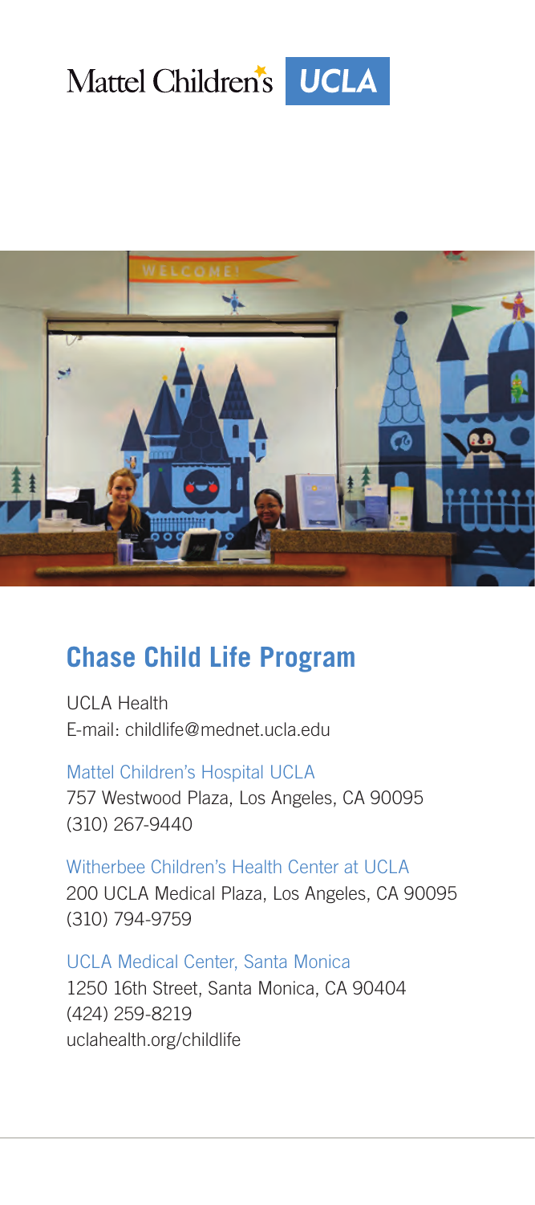Mattel Children's UCLA

## Chase Child Life Program

UCLA Health
E-mail: childlife@mednet.ucla.edu

Mattel Children's Hospital UCLA
757 Westwood Plaza, Los Angeles, CA 90095
(310) 267-9440

Witherbee Children's Health Center at UCLA
200 UCLA Medical Plaza, Los Angeles, CA 90095
(310) 794-9759

UCLA Medical Center, Santa Monica
1250 16th Street, Santa Monica, CA 90404
(424) 259-8219
uclahealth.org/childlife